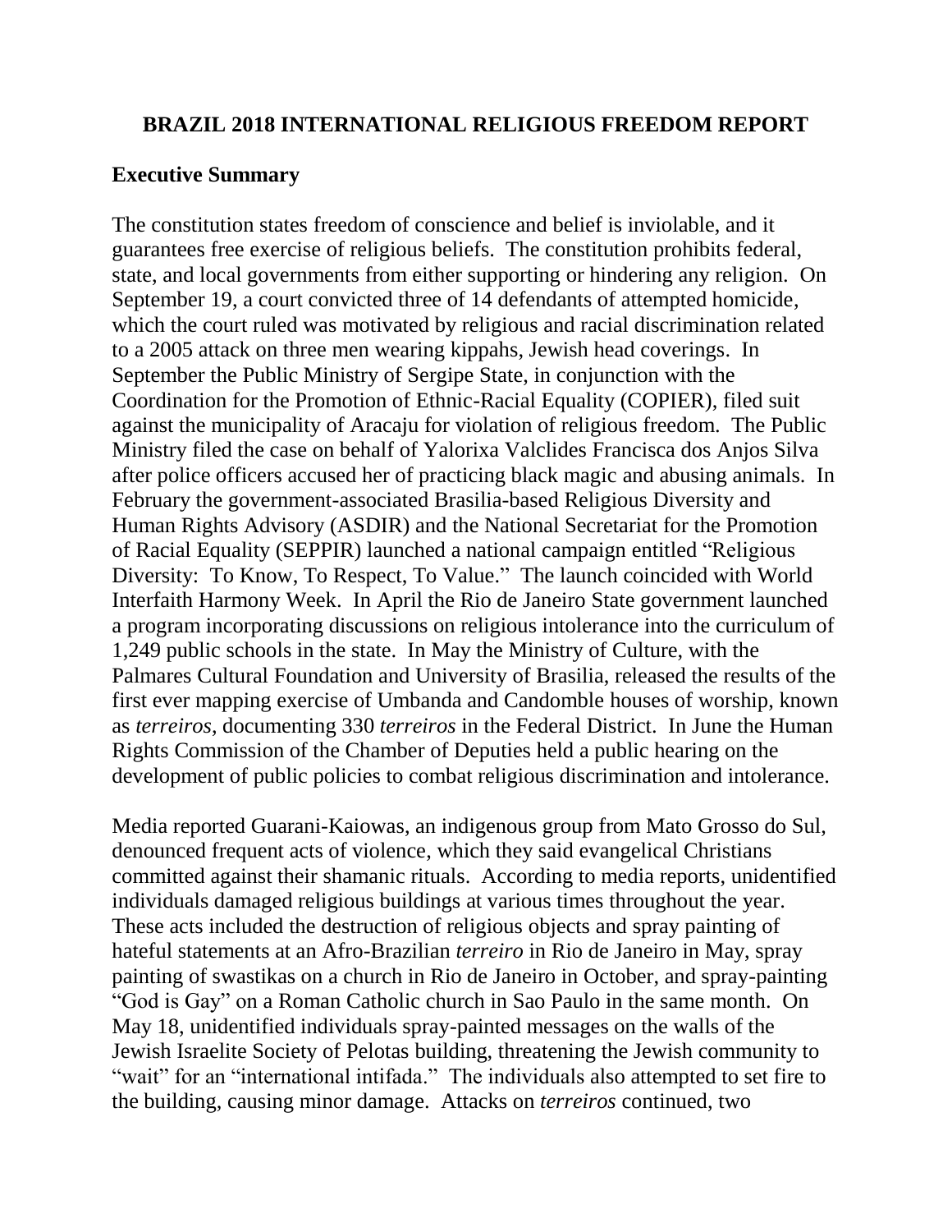# BRAZIL 2018 INTERNATIONAL RELIGIOUS FREEDOM REPORT

## Executive Summary

The constitution states freedom of conscience and belief is inviolable, and it guarantees free exercise of religious beliefs. The constitution prohibits federal, state, and local governments from either supporting or hindering any religion. On September 19, a court convicted three of 14 defendants of attempted homicide, which the court ruled was motivated by religious and racial discrimination related to a 2005 attack on three men wearing kippahs, Jewish head coverings. In September the Public Ministry of Sergipe State, in conjunction with the Coordination for the Promotion of Ethnic-Racial Equality (COPIER), filed suit against the municipality of Aracaju for violation of religious freedom. The Public Ministry filed the case on behalf of Yalorixa Valclides Francisca dos Anjos Silva after police officers accused her of practicing black magic and abusing animals. In February the government-associated Brasilia-based Religious Diversity and Human Rights Advisory (ASDIR) and the National Secretariat for the Promotion of Racial Equality (SEPPIR) launched a national campaign entitled "Religious Diversity: To Know, To Respect, To Value." The launch coincided with World Interfaith Harmony Week. In April the Rio de Janeiro State government launched a program incorporating discussions on religious intolerance into the curriculum of 1,249 public schools in the state. In May the Ministry of Culture, with the Palmares Cultural Foundation and University of Brasilia, released the results of the first ever mapping exercise of Umbanda and Candomble houses of worship, known as *terreiros*, documenting 330 *terreiros* in the Federal District. In June the Human Rights Commission of the Chamber of Deputies held a public hearing on the development of public policies to combat religious discrimination and intolerance.

Media reported Guarani-Kaiowas, an indigenous group from Mato Grosso do Sul, denounced frequent acts of violence, which they said evangelical Christians committed against their shamanic rituals. According to media reports, unidentified individuals damaged religious buildings at various times throughout the year. These acts included the destruction of religious objects and spray painting of hateful statements at an Afro-Brazilian *terreiro* in Rio de Janeiro in May, spray painting of swastikas on a church in Rio de Janeiro in October, and spray-painting "God is Gay" on a Roman Catholic church in Sao Paulo in the same month. On May 18, unidentified individuals spray-painted messages on the walls of the Jewish Israelite Society of Pelotas building, threatening the Jewish community to "wait" for an "international intifada." The individuals also attempted to set fire to the building, causing minor damage. Attacks on *terreiros* continued, two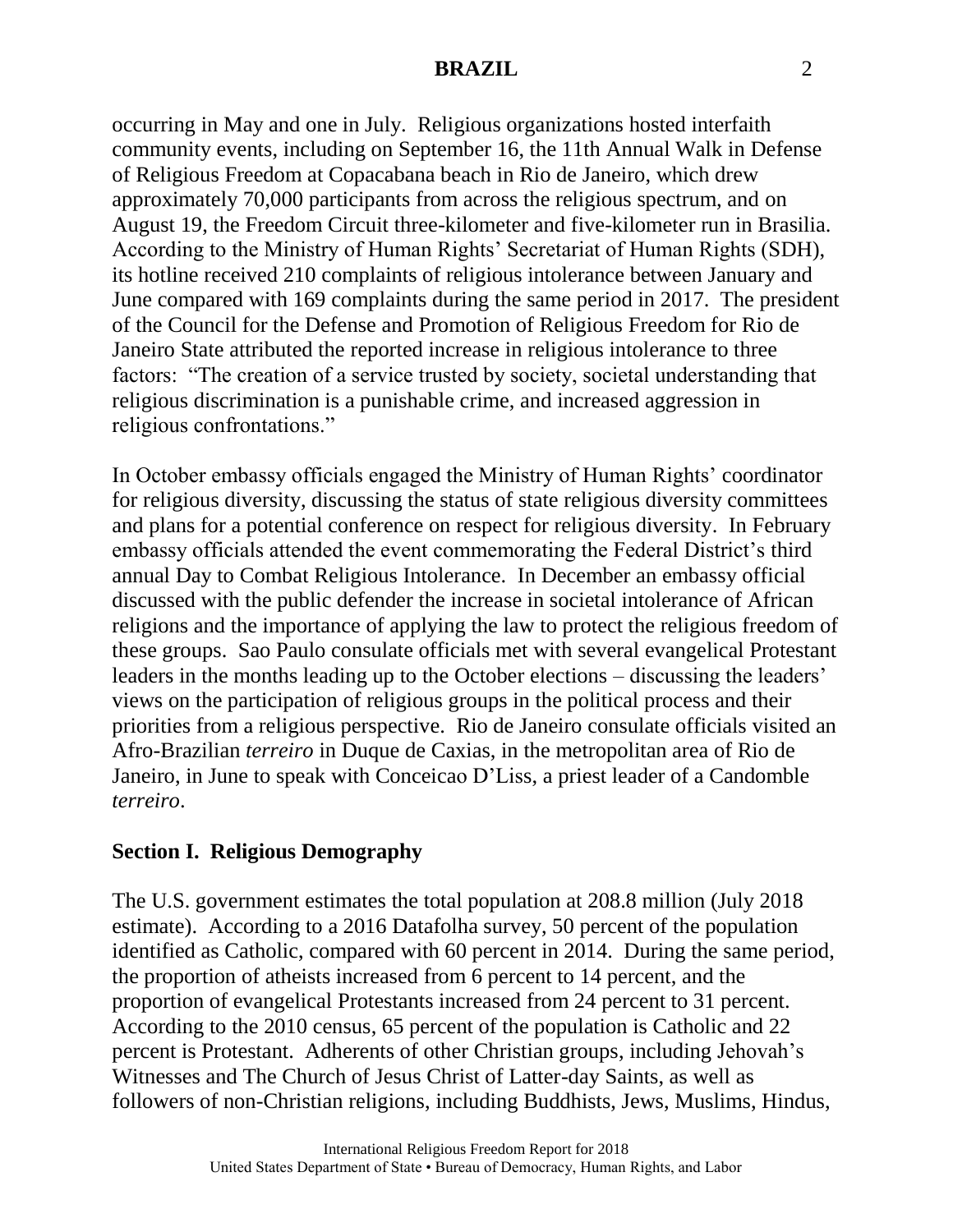occurring in May and one in July. Religious organizations hosted interfaith community events, including on September 16, the 11th Annual Walk in Defense of Religious Freedom at Copacabana beach in Rio de Janeiro, which drew approximately 70,000 participants from across the religious spectrum, and on August 19, the Freedom Circuit three-kilometer and five-kilometer run in Brasilia. According to the Ministry of Human Rights' Secretariat of Human Rights (SDH), its hotline received 210 complaints of religious intolerance between January and June compared with 169 complaints during the same period in 2017. The president of the Council for the Defense and Promotion of Religious Freedom for Rio de Janeiro State attributed the reported increase in religious intolerance to three factors: "The creation of a service trusted by society, societal understanding that religious discrimination is a punishable crime, and increased aggression in religious confrontations."

In October embassy officials engaged the Ministry of Human Rights' coordinator for religious diversity, discussing the status of state religious diversity committees and plans for a potential conference on respect for religious diversity. In February embassy officials attended the event commemorating the Federal District's third annual Day to Combat Religious Intolerance. In December an embassy official discussed with the public defender the increase in societal intolerance of African religions and the importance of applying the law to protect the religious freedom of these groups. Sao Paulo consulate officials met with several evangelical Protestant leaders in the months leading up to the October elections – discussing the leaders' views on the participation of religious groups in the political process and their priorities from a religious perspective. Rio de Janeiro consulate officials visited an Afro-Brazilian *terreiro* in Duque de Caxias, in the metropolitan area of Rio de Janeiro, in June to speak with Conceicao D'Liss, a priest leader of a Candomble *terreiro*.

## Section I. Religious Demography

The U.S. government estimates the total population at 208.8 million (July 2018 estimate). According to a 2016 Datafolha survey, 50 percent of the population identified as Catholic, compared with 60 percent in 2014. During the same period, the proportion of atheists increased from 6 percent to 14 percent, and the proportion of evangelical Protestants increased from 24 percent to 31 percent. According to the 2010 census, 65 percent of the population is Catholic and 22 percent is Protestant. Adherents of other Christian groups, including Jehovah's Witnesses and The Church of Jesus Christ of Latter-day Saints, as well as followers of non-Christian religions, including Buddhists, Jews, Muslims, Hindus,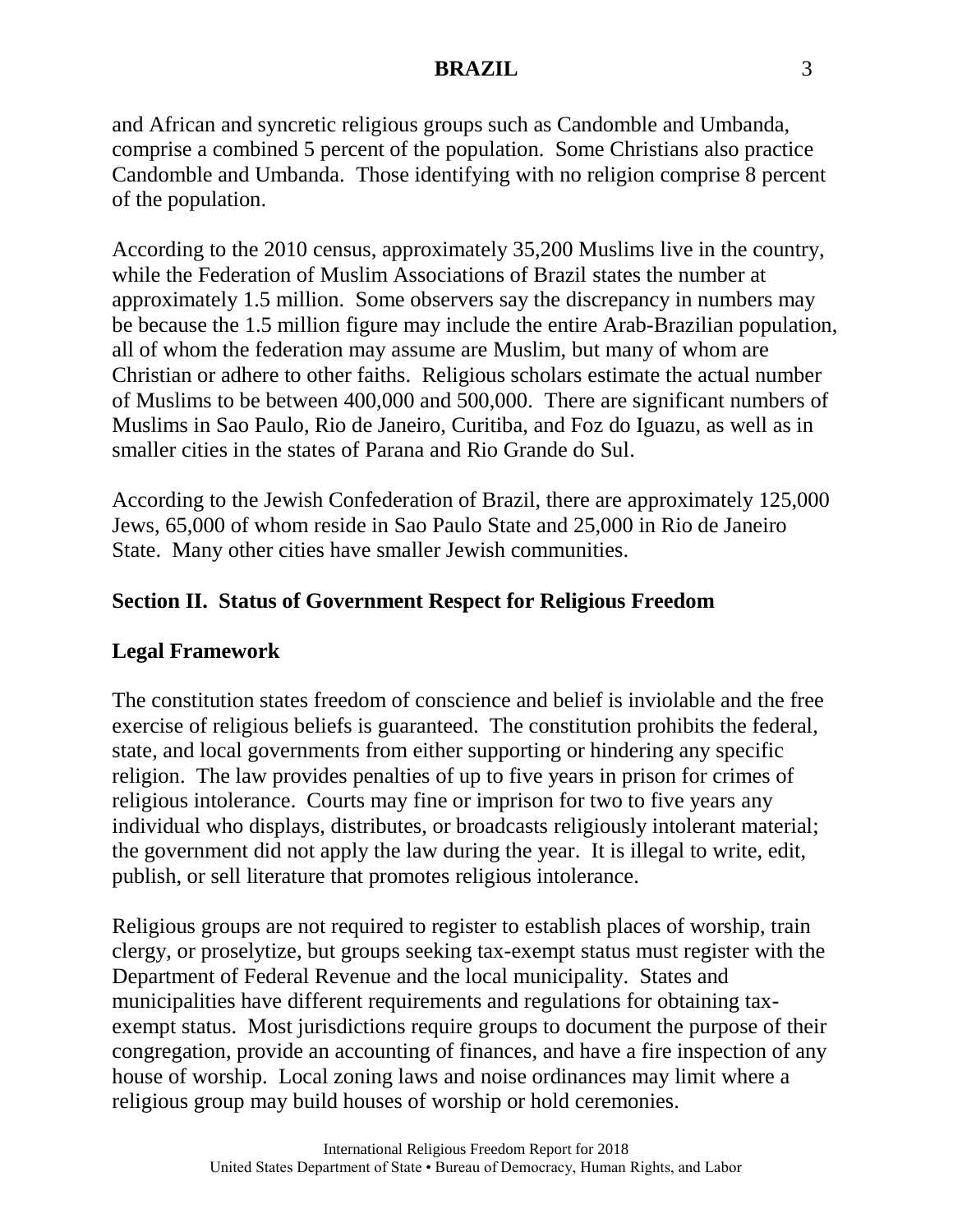and African and syncretic religious groups such as Candomble and Umbanda, comprise a combined 5 percent of the population. Some Christians also practice Candomble and Umbanda. Those identifying with no religion comprise 8 percent of the population.

According to the 2010 census, approximately 35,200 Muslims live in the country, while the Federation of Muslim Associations of Brazil states the number at approximately 1.5 million. Some observers say the discrepancy in numbers may be because the 1.5 million figure may include the entire Arab-Brazilian population, all of whom the federation may assume are Muslim, but many of whom are Christian or adhere to other faiths. Religious scholars estimate the actual number of Muslims to be between 400,000 and 500,000. There are significant numbers of Muslims in Sao Paulo, Rio de Janeiro, Curitiba, and Foz do Iguazu, as well as in smaller cities in the states of Parana and Rio Grande do Sul.

According to the Jewish Confederation of Brazil, there are approximately 125,000 Jews, 65,000 of whom reside in Sao Paulo State and 25,000 in Rio de Janeiro State. Many other cities have smaller Jewish communities.

## Section II. Status of Government Respect for Religious Freedom

### Legal Framework

The constitution states freedom of conscience and belief is inviolable and the free exercise of religious beliefs is guaranteed. The constitution prohibits the federal, state, and local governments from either supporting or hindering any specific religion. The law provides penalties of up to five years in prison for crimes of religious intolerance. Courts may fine or imprison for two to five years any individual who displays, distributes, or broadcasts religiously intolerant material; the government did not apply the law during the year. It is illegal to write, edit, publish, or sell literature that promotes religious intolerance.

Religious groups are not required to register to establish places of worship, train clergy, or proselytize, but groups seeking tax-exempt status must register with the Department of Federal Revenue and the local municipality. States and municipalities have different requirements and regulations for obtaining tax-exempt status. Most jurisdictions require groups to document the purpose of their congregation, provide an accounting of finances, and have a fire inspection of any house of worship. Local zoning laws and noise ordinances may limit where a religious group may build houses of worship or hold ceremonies.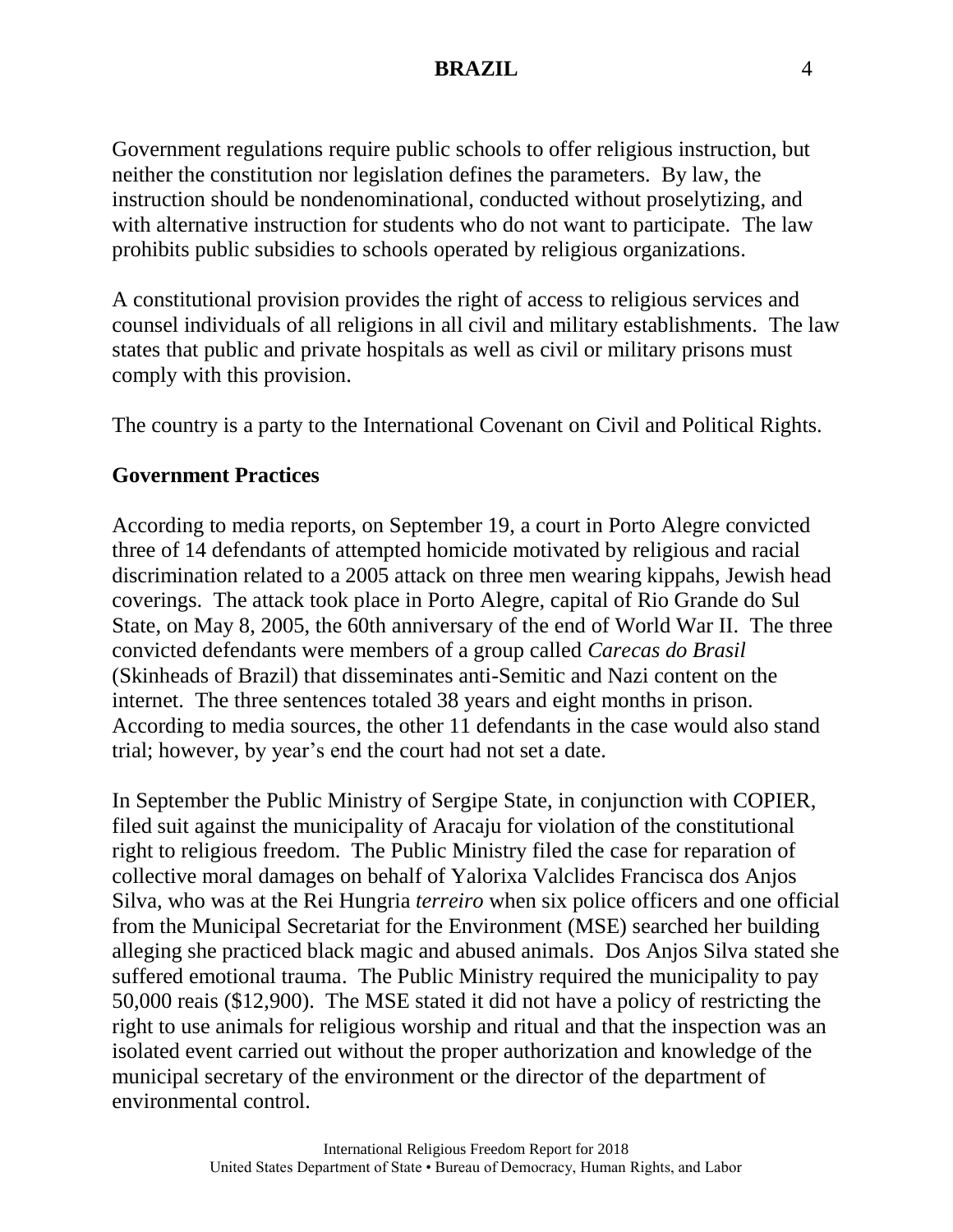Government regulations require public schools to offer religious instruction, but neither the constitution nor legislation defines the parameters. By law, the instruction should be nondenominational, conducted without proselytizing, and with alternative instruction for students who do not want to participate. The law prohibits public subsidies to schools operated by religious organizations.

A constitutional provision provides the right of access to religious services and counsel individuals of all religions in all civil and military establishments. The law states that public and private hospitals as well as civil or military prisons must comply with this provision.

The country is a party to the International Covenant on Civil and Political Rights.

## Government Practices

According to media reports, on September 19, a court in Porto Alegre convicted three of 14 defendants of attempted homicide motivated by religious and racial discrimination related to a 2005 attack on three men wearing kippahs, Jewish head coverings. The attack took place in Porto Alegre, capital of Rio Grande do Sul State, on May 8, 2005, the 60th anniversary of the end of World War II. The three convicted defendants were members of a group called *Carecas do Brasil* (Skinheads of Brazil) that disseminates anti-Semitic and Nazi content on the internet. The three sentences totaled 38 years and eight months in prison. According to media sources, the other 11 defendants in the case would also stand trial; however, by year's end the court had not set a date.

In September the Public Ministry of Sergipe State, in conjunction with COPIER, filed suit against the municipality of Aracaju for violation of the constitutional right to religious freedom. The Public Ministry filed the case for reparation of collective moral damages on behalf of Yalorixa Valclides Francisca dos Anjos Silva, who was at the Rei Hungria *terreiro* when six police officers and one official from the Municipal Secretariat for the Environment (MSE) searched her building alleging she practiced black magic and abused animals. Dos Anjos Silva stated she suffered emotional trauma. The Public Ministry required the municipality to pay 50,000 reais ($12,900). The MSE stated it did not have a policy of restricting the right to use animals for religious worship and ritual and that the inspection was an isolated event carried out without the proper authorization and knowledge of the municipal secretary of the environment or the director of the department of environmental control.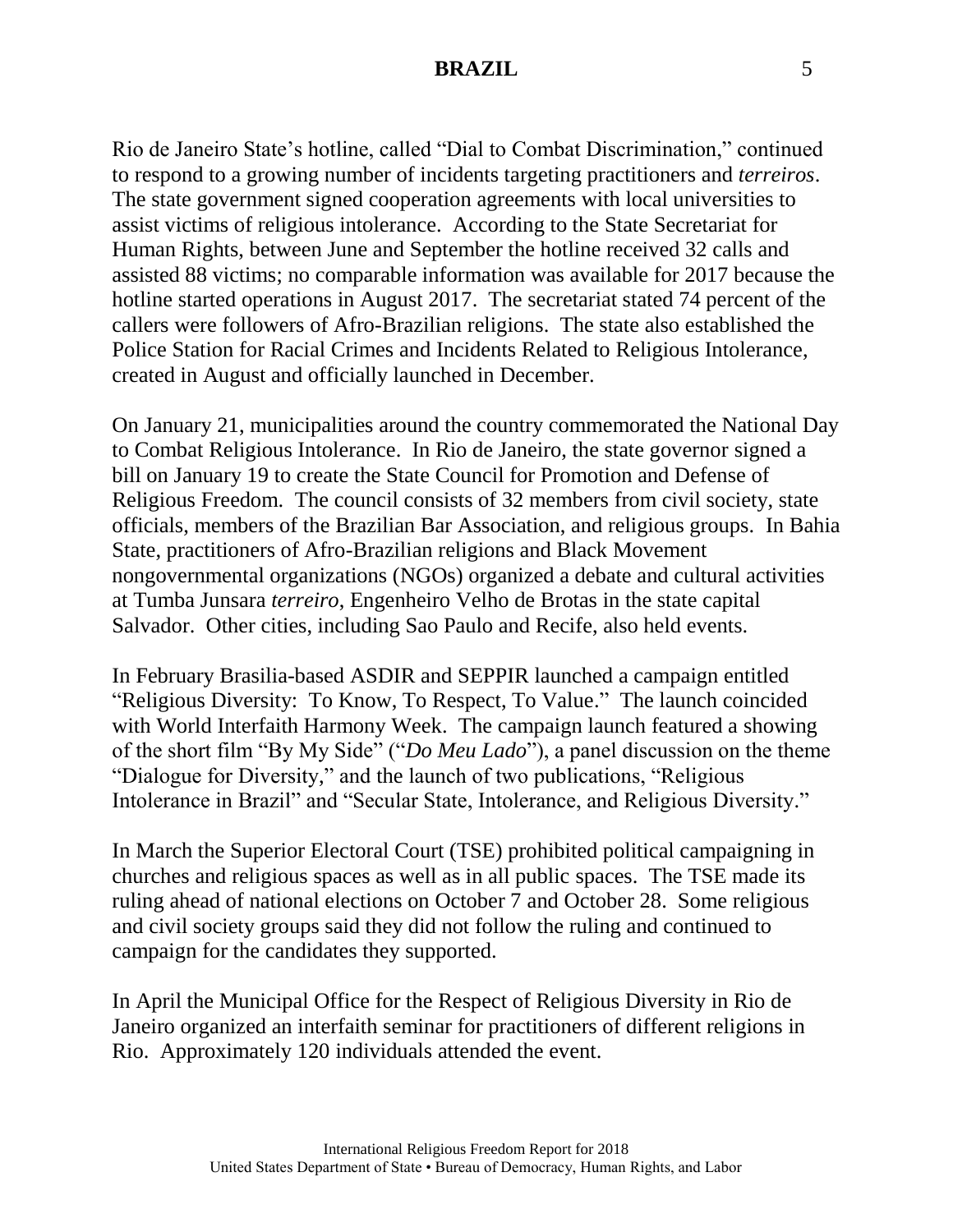Rio de Janeiro State's hotline, called "Dial to Combat Discrimination," continued to respond to a growing number of incidents targeting practitioners and *terreiros*. The state government signed cooperation agreements with local universities to assist victims of religious intolerance. According to the State Secretariat for Human Rights, between June and September the hotline received 32 calls and assisted 88 victims; no comparable information was available for 2017 because the hotline started operations in August 2017. The secretariat stated 74 percent of the callers were followers of Afro-Brazilian religions. The state also established the Police Station for Racial Crimes and Incidents Related to Religious Intolerance, created in August and officially launched in December.

On January 21, municipalities around the country commemorated the National Day to Combat Religious Intolerance. In Rio de Janeiro, the state governor signed a bill on January 19 to create the State Council for Promotion and Defense of Religious Freedom. The council consists of 32 members from civil society, state officials, members of the Brazilian Bar Association, and religious groups. In Bahia State, practitioners of Afro-Brazilian religions and Black Movement nongovernmental organizations (NGOs) organized a debate and cultural activities at Tumba Junsara *terreiro*, Engenheiro Velho de Brotas in the state capital Salvador. Other cities, including Sao Paulo and Recife, also held events.

In February Brasilia-based ASDIR and SEPPIR launched a campaign entitled "Religious Diversity: To Know, To Respect, To Value." The launch coincided with World Interfaith Harmony Week. The campaign launch featured a showing of the short film "By My Side" ("*Do Meu Lado*"), a panel discussion on the theme "Dialogue for Diversity," and the launch of two publications, "Religious Intolerance in Brazil" and "Secular State, Intolerance, and Religious Diversity."

In March the Superior Electoral Court (TSE) prohibited political campaigning in churches and religious spaces as well as in all public spaces. The TSE made its ruling ahead of national elections on October 7 and October 28. Some religious and civil society groups said they did not follow the ruling and continued to campaign for the candidates they supported.

In April the Municipal Office for the Respect of Religious Diversity in Rio de Janeiro organized an interfaith seminar for practitioners of different religions in Rio. Approximately 120 individuals attended the event.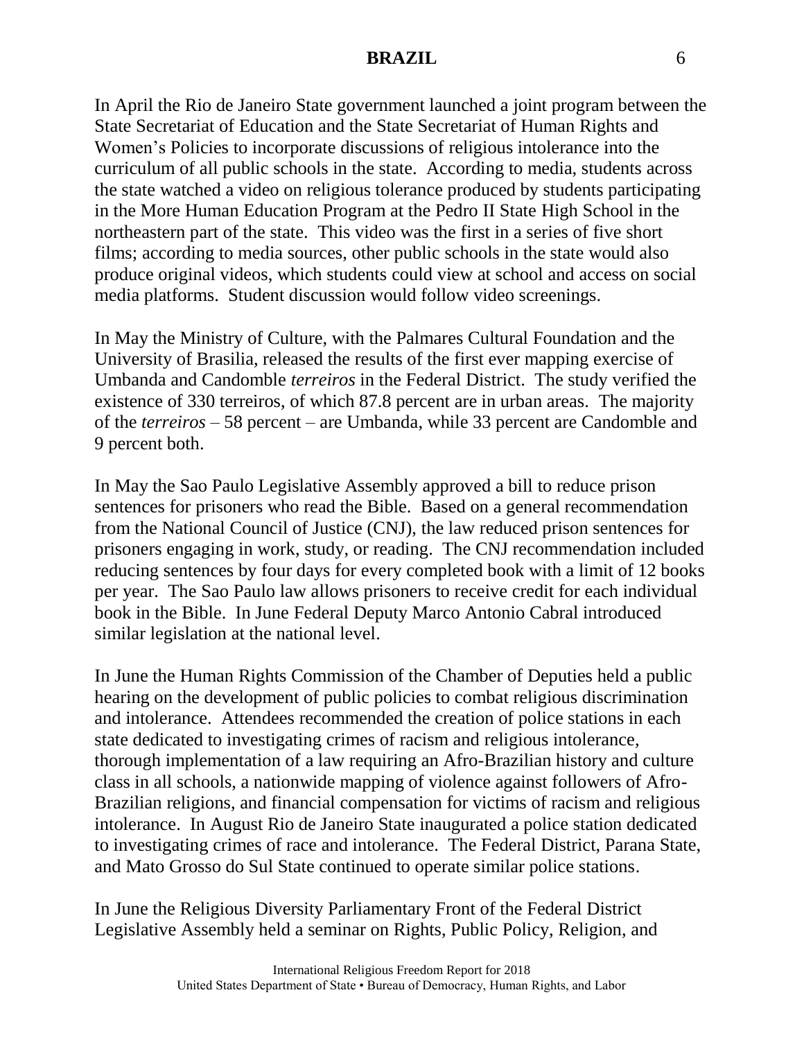In April the Rio de Janeiro State government launched a joint program between the State Secretariat of Education and the State Secretariat of Human Rights and Women's Policies to incorporate discussions of religious intolerance into the curriculum of all public schools in the state. According to media, students across the state watched a video on religious tolerance produced by students participating in the More Human Education Program at the Pedro II State High School in the northeastern part of the state. This video was the first in a series of five short films; according to media sources, other public schools in the state would also produce original videos, which students could view at school and access on social media platforms. Student discussion would follow video screenings.

In May the Ministry of Culture, with the Palmares Cultural Foundation and the University of Brasilia, released the results of the first ever mapping exercise of Umbanda and Candomble *terreiros* in the Federal District. The study verified the existence of 330 terreiros, of which 87.8 percent are in urban areas. The majority of the *terreiros* – 58 percent – are Umbanda, while 33 percent are Candomble and 9 percent both.

In May the Sao Paulo Legislative Assembly approved a bill to reduce prison sentences for prisoners who read the Bible. Based on a general recommendation from the National Council of Justice (CNJ), the law reduced prison sentences for prisoners engaging in work, study, or reading. The CNJ recommendation included reducing sentences by four days for every completed book with a limit of 12 books per year. The Sao Paulo law allows prisoners to receive credit for each individual book in the Bible. In June Federal Deputy Marco Antonio Cabral introduced similar legislation at the national level.

In June the Human Rights Commission of the Chamber of Deputies held a public hearing on the development of public policies to combat religious discrimination and intolerance. Attendees recommended the creation of police stations in each state dedicated to investigating crimes of racism and religious intolerance, thorough implementation of a law requiring an Afro-Brazilian history and culture class in all schools, a nationwide mapping of violence against followers of Afro-Brazilian religions, and financial compensation for victims of racism and religious intolerance. In August Rio de Janeiro State inaugurated a police station dedicated to investigating crimes of race and intolerance. The Federal District, Parana State, and Mato Grosso do Sul State continued to operate similar police stations.

In June the Religious Diversity Parliamentary Front of the Federal District Legislative Assembly held a seminar on Rights, Public Policy, Religion, and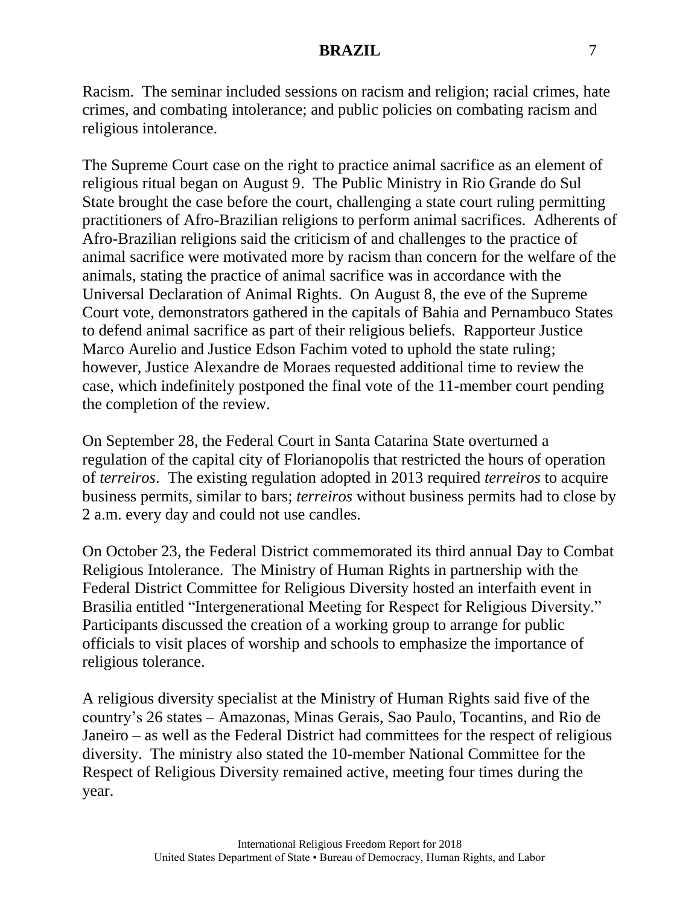Racism. The seminar included sessions on racism and religion; racial crimes, hate crimes, and combating intolerance; and public policies on combating racism and religious intolerance.

The Supreme Court case on the right to practice animal sacrifice as an element of religious ritual began on August 9. The Public Ministry in Rio Grande do Sul State brought the case before the court, challenging a state court ruling permitting practitioners of Afro-Brazilian religions to perform animal sacrifices. Adherents of Afro-Brazilian religions said the criticism of and challenges to the practice of animal sacrifice were motivated more by racism than concern for the welfare of the animals, stating the practice of animal sacrifice was in accordance with the Universal Declaration of Animal Rights. On August 8, the eve of the Supreme Court vote, demonstrators gathered in the capitals of Bahia and Pernambuco States to defend animal sacrifice as part of their religious beliefs. Rapporteur Justice Marco Aurelio and Justice Edson Fachim voted to uphold the state ruling; however, Justice Alexandre de Moraes requested additional time to review the case, which indefinitely postponed the final vote of the 11-member court pending the completion of the review.

On September 28, the Federal Court in Santa Catarina State overturned a regulation of the capital city of Florianopolis that restricted the hours of operation of *terreiros*. The existing regulation adopted in 2013 required *terreiros* to acquire business permits, similar to bars; *terreiros* without business permits had to close by 2 a.m. every day and could not use candles.

On October 23, the Federal District commemorated its third annual Day to Combat Religious Intolerance. The Ministry of Human Rights in partnership with the Federal District Committee for Religious Diversity hosted an interfaith event in Brasilia entitled "Intergenerational Meeting for Respect for Religious Diversity." Participants discussed the creation of a working group to arrange for public officials to visit places of worship and schools to emphasize the importance of religious tolerance.

A religious diversity specialist at the Ministry of Human Rights said five of the country's 26 states – Amazonas, Minas Gerais, Sao Paulo, Tocantins, and Rio de Janeiro – as well as the Federal District had committees for the respect of religious diversity. The ministry also stated the 10-member National Committee for the Respect of Religious Diversity remained active, meeting four times during the year.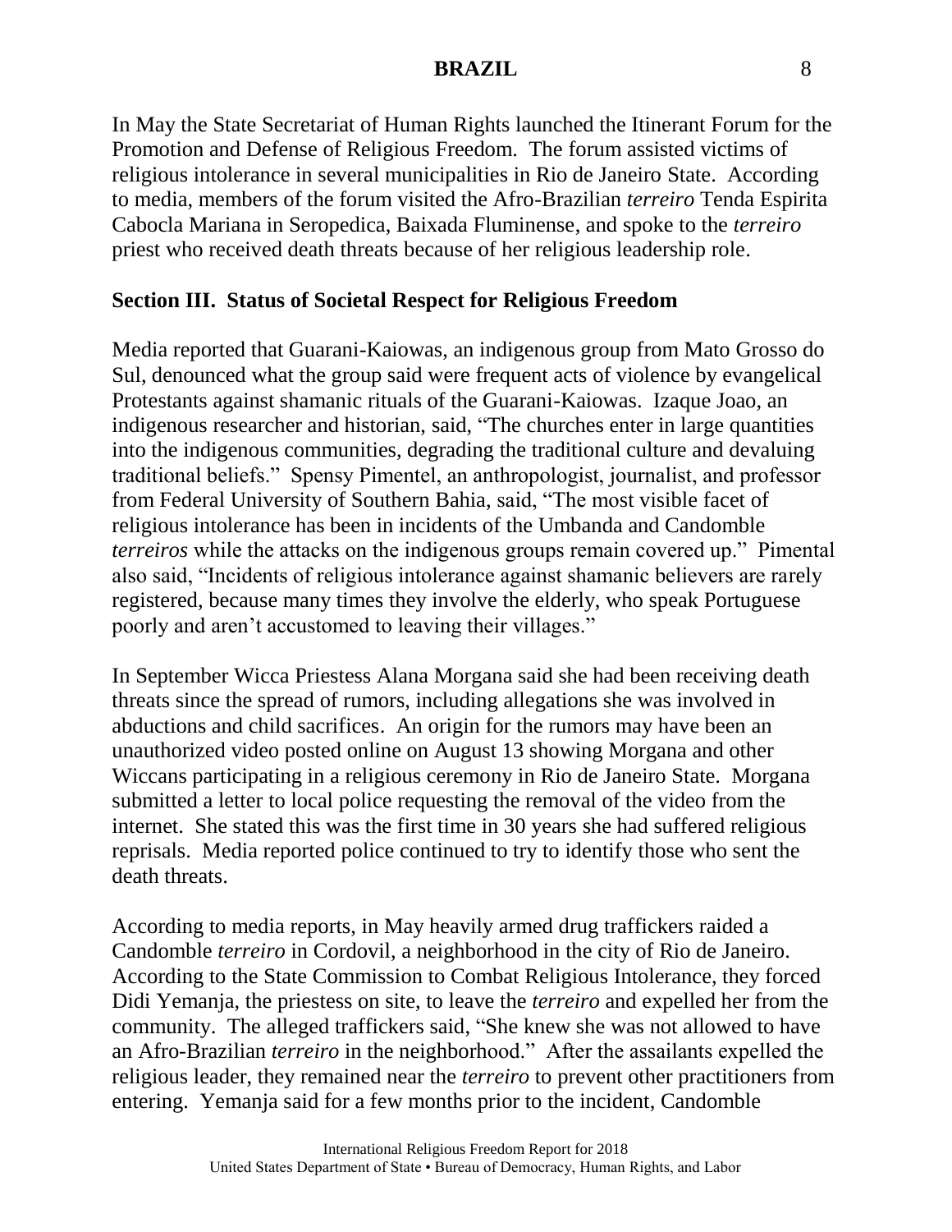In May the State Secretariat of Human Rights launched the Itinerant Forum for the Promotion and Defense of Religious Freedom. The forum assisted victims of religious intolerance in several municipalities in Rio de Janeiro State. According to media, members of the forum visited the Afro-Brazilian *terreiro* Tenda Espirita Cabocla Mariana in Seropedica, Baixada Fluminense, and spoke to the *terreiro* priest who received death threats because of her religious leadership role.

## Section III. Status of Societal Respect for Religious Freedom

Media reported that Guarani-Kaiowas, an indigenous group from Mato Grosso do Sul, denounced what the group said were frequent acts of violence by evangelical Protestants against shamanic rituals of the Guarani-Kaiowas. Izaque Joao, an indigenous researcher and historian, said, "The churches enter in large quantities into the indigenous communities, degrading the traditional culture and devaluing traditional beliefs." Spensy Pimentel, an anthropologist, journalist, and professor from Federal University of Southern Bahia, said, "The most visible facet of religious intolerance has been in incidents of the Umbanda and Candomble *terreiros* while the attacks on the indigenous groups remain covered up." Pimental also said, "Incidents of religious intolerance against shamanic believers are rarely registered, because many times they involve the elderly, who speak Portuguese poorly and aren't accustomed to leaving their villages."

In September Wicca Priestess Alana Morgana said she had been receiving death threats since the spread of rumors, including allegations she was involved in abductions and child sacrifices. An origin for the rumors may have been an unauthorized video posted online on August 13 showing Morgana and other Wiccans participating in a religious ceremony in Rio de Janeiro State. Morgana submitted a letter to local police requesting the removal of the video from the internet. She stated this was the first time in 30 years she had suffered religious reprisals. Media reported police continued to try to identify those who sent the death threats.

According to media reports, in May heavily armed drug traffickers raided a Candomble *terreiro* in Cordovil, a neighborhood in the city of Rio de Janeiro. According to the State Commission to Combat Religious Intolerance, they forced Didi Yemanja, the priestess on site, to leave the *terreiro* and expelled her from the community. The alleged traffickers said, "She knew she was not allowed to have an Afro-Brazilian *terreiro* in the neighborhood." After the assailants expelled the religious leader, they remained near the *terreiro* to prevent other practitioners from entering. Yemanja said for a few months prior to the incident, Candomble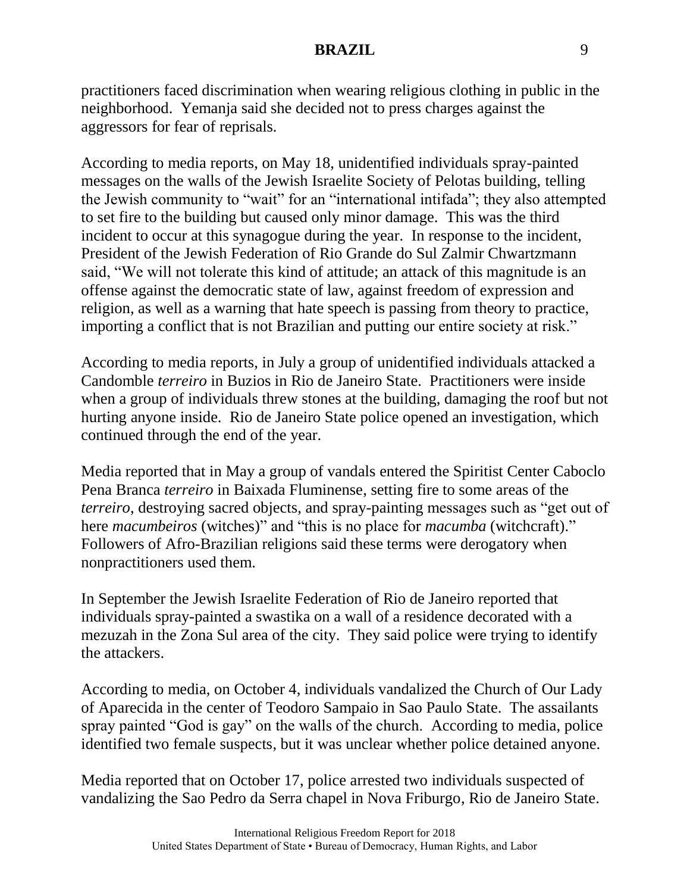practitioners faced discrimination when wearing religious clothing in public in the neighborhood. Yemanja said she decided not to press charges against the aggressors for fear of reprisals.

According to media reports, on May 18, unidentified individuals spray-painted messages on the walls of the Jewish Israelite Society of Pelotas building, telling the Jewish community to "wait" for an "international intifada"; they also attempted to set fire to the building but caused only minor damage. This was the third incident to occur at this synagogue during the year. In response to the incident, President of the Jewish Federation of Rio Grande do Sul Zalmir Chwartzmann said, "We will not tolerate this kind of attitude; an attack of this magnitude is an offense against the democratic state of law, against freedom of expression and religion, as well as a warning that hate speech is passing from theory to practice, importing a conflict that is not Brazilian and putting our entire society at risk."

According to media reports, in July a group of unidentified individuals attacked a Candomble *terreiro* in Buzios in Rio de Janeiro State. Practitioners were inside when a group of individuals threw stones at the building, damaging the roof but not hurting anyone inside. Rio de Janeiro State police opened an investigation, which continued through the end of the year.

Media reported that in May a group of vandals entered the Spiritist Center Caboclo Pena Branca *terreiro* in Baixada Fluminense, setting fire to some areas of the *terreiro*, destroying sacred objects, and spray-painting messages such as "get out of here *macumbeiros* (witches)" and "this is no place for *macumba* (witchcraft)." Followers of Afro-Brazilian religions said these terms were derogatory when nonpractitioners used them.

In September the Jewish Israelite Federation of Rio de Janeiro reported that individuals spray-painted a swastika on a wall of a residence decorated with a mezuzah in the Zona Sul area of the city. They said police were trying to identify the attackers.

According to media, on October 4, individuals vandalized the Church of Our Lady of Aparecida in the center of Teodoro Sampaio in Sao Paulo State. The assailants spray painted "God is gay" on the walls of the church. According to media, police identified two female suspects, but it was unclear whether police detained anyone.

Media reported that on October 17, police arrested two individuals suspected of vandalizing the Sao Pedro da Serra chapel in Nova Friburgo, Rio de Janeiro State.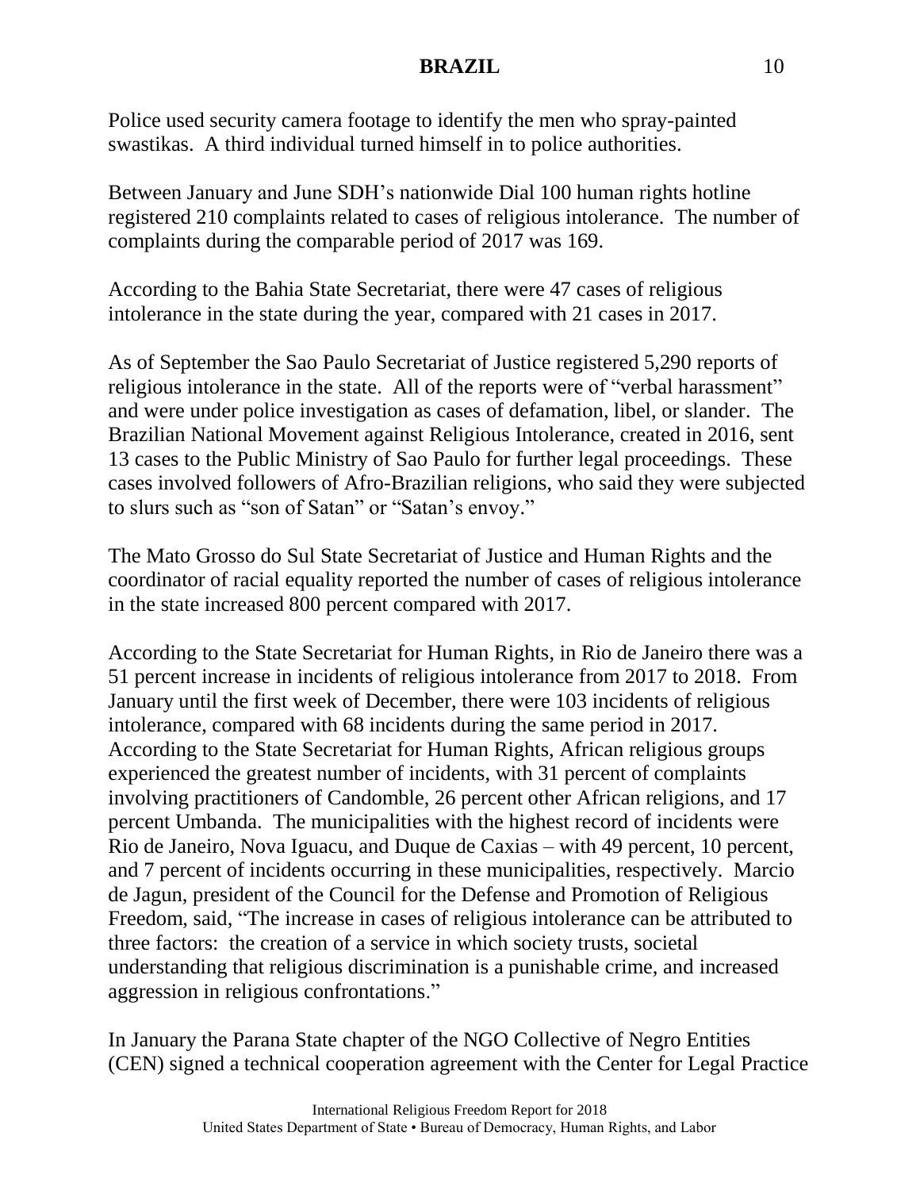Police used security camera footage to identify the men who spray-painted swastikas. A third individual turned himself in to police authorities.

Between January and June SDH's nationwide Dial 100 human rights hotline registered 210 complaints related to cases of religious intolerance. The number of complaints during the comparable period of 2017 was 169.

According to the Bahia State Secretariat, there were 47 cases of religious intolerance in the state during the year, compared with 21 cases in 2017.

As of September the Sao Paulo Secretariat of Justice registered 5,290 reports of religious intolerance in the state. All of the reports were of "verbal harassment" and were under police investigation as cases of defamation, libel, or slander. The Brazilian National Movement against Religious Intolerance, created in 2016, sent 13 cases to the Public Ministry of Sao Paulo for further legal proceedings. These cases involved followers of Afro-Brazilian religions, who said they were subjected to slurs such as "son of Satan" or "Satan's envoy."

The Mato Grosso do Sul State Secretariat of Justice and Human Rights and the coordinator of racial equality reported the number of cases of religious intolerance in the state increased 800 percent compared with 2017.

According to the State Secretariat for Human Rights, in Rio de Janeiro there was a 51 percent increase in incidents of religious intolerance from 2017 to 2018. From January until the first week of December, there were 103 incidents of religious intolerance, compared with 68 incidents during the same period in 2017. According to the State Secretariat for Human Rights, African religious groups experienced the greatest number of incidents, with 31 percent of complaints involving practitioners of Candomble, 26 percent other African religions, and 17 percent Umbanda. The municipalities with the highest record of incidents were Rio de Janeiro, Nova Iguacu, and Duque de Caxias – with 49 percent, 10 percent, and 7 percent of incidents occurring in these municipalities, respectively. Marcio de Jagun, president of the Council for the Defense and Promotion of Religious Freedom, said, "The increase in cases of religious intolerance can be attributed to three factors: the creation of a service in which society trusts, societal understanding that religious discrimination is a punishable crime, and increased aggression in religious confrontations."

In January the Parana State chapter of the NGO Collective of Negro Entities (CEN) signed a technical cooperation agreement with the Center for Legal Practice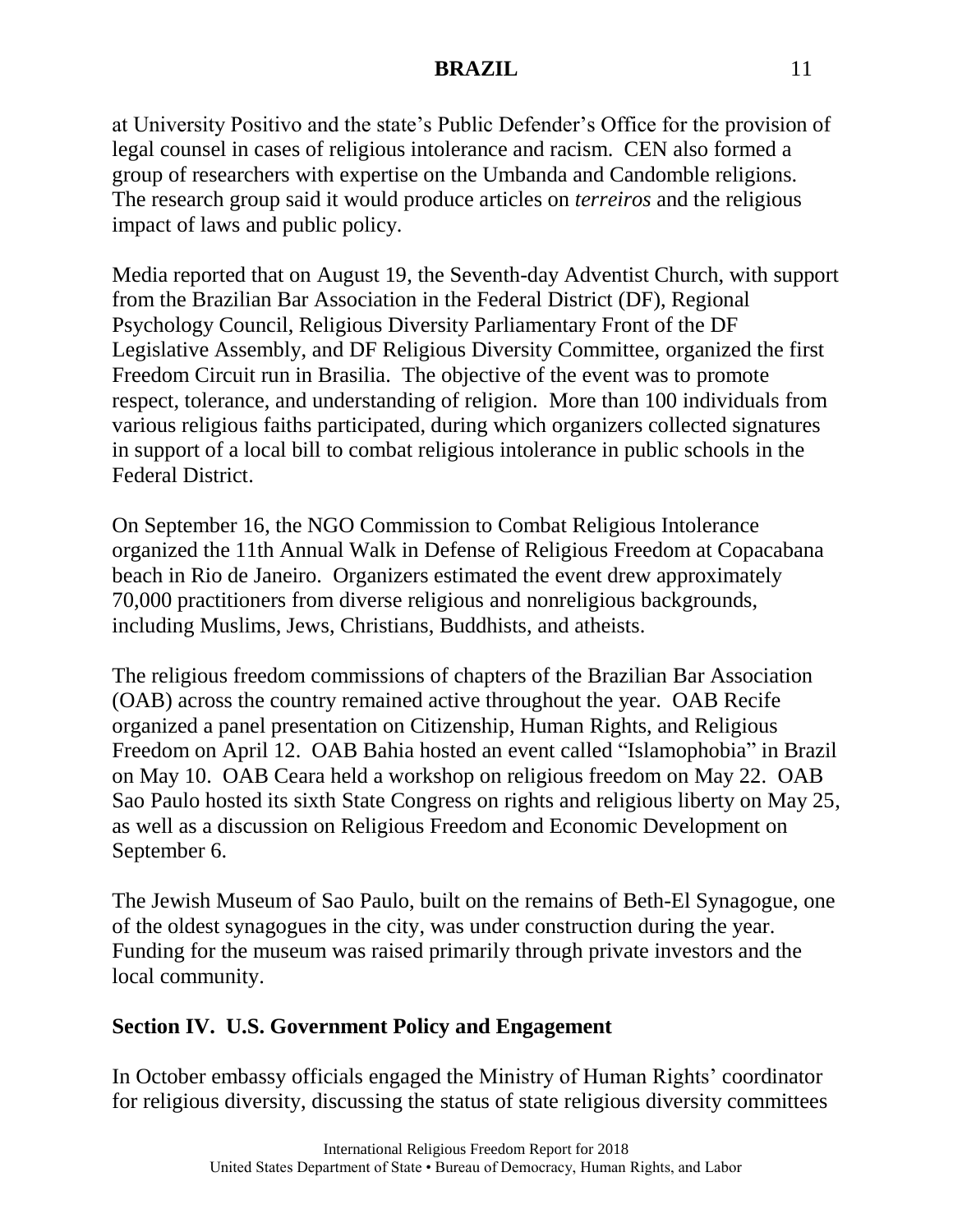at University Positivo and the state's Public Defender's Office for the provision of legal counsel in cases of religious intolerance and racism. CEN also formed a group of researchers with expertise on the Umbanda and Candomble religions. The research group said it would produce articles on *terreiros* and the religious impact of laws and public policy.

Media reported that on August 19, the Seventh-day Adventist Church, with support from the Brazilian Bar Association in the Federal District (DF), Regional Psychology Council, Religious Diversity Parliamentary Front of the DF Legislative Assembly, and DF Religious Diversity Committee, organized the first Freedom Circuit run in Brasilia. The objective of the event was to promote respect, tolerance, and understanding of religion. More than 100 individuals from various religious faiths participated, during which organizers collected signatures in support of a local bill to combat religious intolerance in public schools in the Federal District.

On September 16, the NGO Commission to Combat Religious Intolerance organized the 11th Annual Walk in Defense of Religious Freedom at Copacabana beach in Rio de Janeiro. Organizers estimated the event drew approximately 70,000 practitioners from diverse religious and nonreligious backgrounds, including Muslims, Jews, Christians, Buddhists, and atheists.

The religious freedom commissions of chapters of the Brazilian Bar Association (OAB) across the country remained active throughout the year. OAB Recife organized a panel presentation on Citizenship, Human Rights, and Religious Freedom on April 12. OAB Bahia hosted an event called "Islamophobia" in Brazil on May 10. OAB Ceara held a workshop on religious freedom on May 22. OAB Sao Paulo hosted its sixth State Congress on rights and religious liberty on May 25, as well as a discussion on Religious Freedom and Economic Development on September 6.

The Jewish Museum of Sao Paulo, built on the remains of Beth-El Synagogue, one of the oldest synagogues in the city, was under construction during the year. Funding for the museum was raised primarily through private investors and the local community.

## Section IV. U.S. Government Policy and Engagement

In October embassy officials engaged the Ministry of Human Rights' coordinator for religious diversity, discussing the status of state religious diversity committees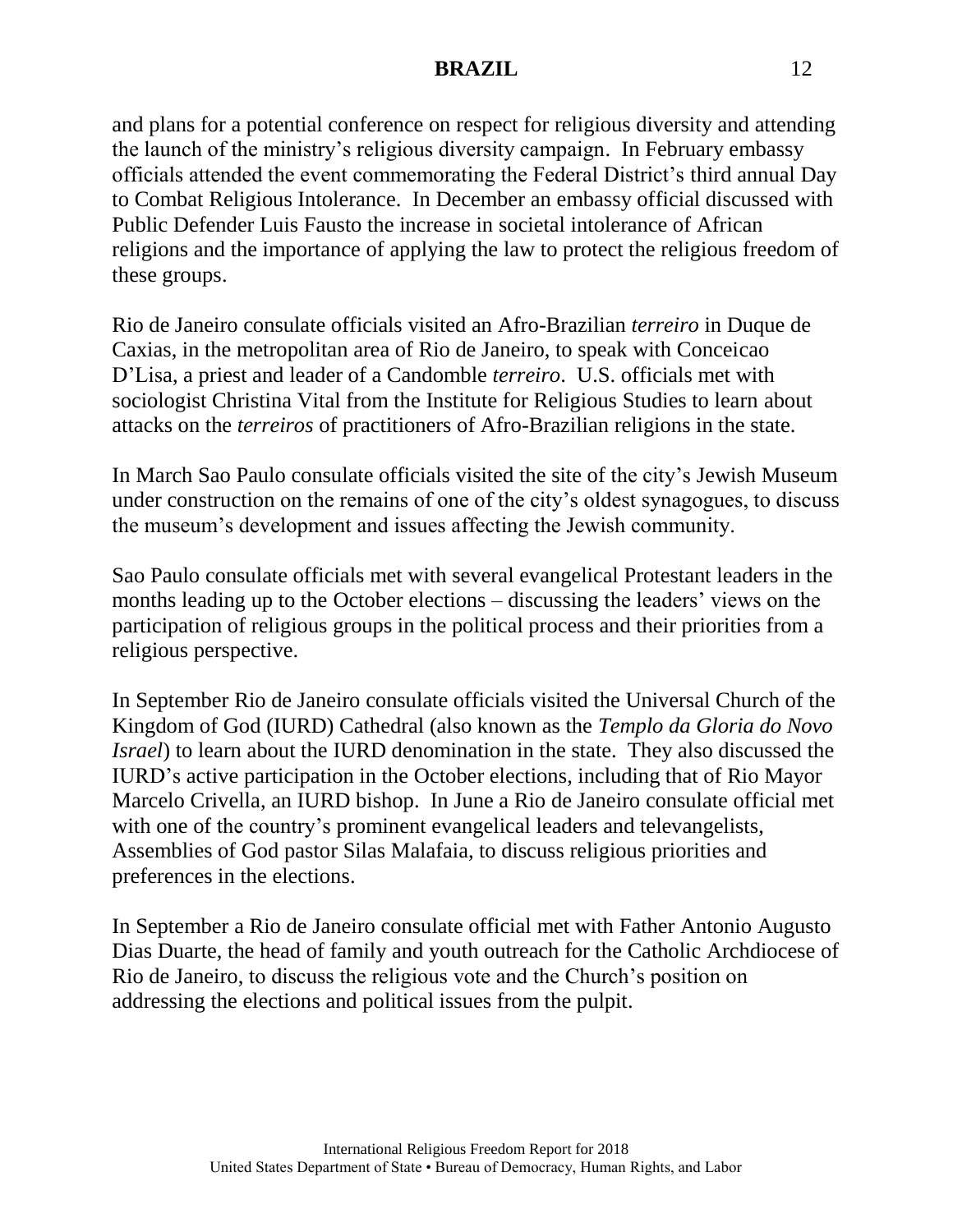and plans for a potential conference on respect for religious diversity and attending the launch of the ministry's religious diversity campaign. In February embassy officials attended the event commemorating the Federal District's third annual Day to Combat Religious Intolerance. In December an embassy official discussed with Public Defender Luis Fausto the increase in societal intolerance of African religions and the importance of applying the law to protect the religious freedom of these groups.

Rio de Janeiro consulate officials visited an Afro-Brazilian *terreiro* in Duque de Caxias, in the metropolitan area of Rio de Janeiro, to speak with Conceicao D'Lisa, a priest and leader of a Candomble *terreiro*. U.S. officials met with sociologist Christina Vital from the Institute for Religious Studies to learn about attacks on the *terreiros* of practitioners of Afro-Brazilian religions in the state.

In March Sao Paulo consulate officials visited the site of the city's Jewish Museum under construction on the remains of one of the city's oldest synagogues, to discuss the museum's development and issues affecting the Jewish community.

Sao Paulo consulate officials met with several evangelical Protestant leaders in the months leading up to the October elections – discussing the leaders' views on the participation of religious groups in the political process and their priorities from a religious perspective.

In September Rio de Janeiro consulate officials visited the Universal Church of the Kingdom of God (IURD) Cathedral (also known as the *Templo da Gloria do Novo Israel*) to learn about the IURD denomination in the state. They also discussed the IURD's active participation in the October elections, including that of Rio Mayor Marcelo Crivella, an IURD bishop. In June a Rio de Janeiro consulate official met with one of the country's prominent evangelical leaders and televangelists, Assemblies of God pastor Silas Malafaia, to discuss religious priorities and preferences in the elections.

In September a Rio de Janeiro consulate official met with Father Antonio Augusto Dias Duarte, the head of family and youth outreach for the Catholic Archdiocese of Rio de Janeiro, to discuss the religious vote and the Church's position on addressing the elections and political issues from the pulpit.